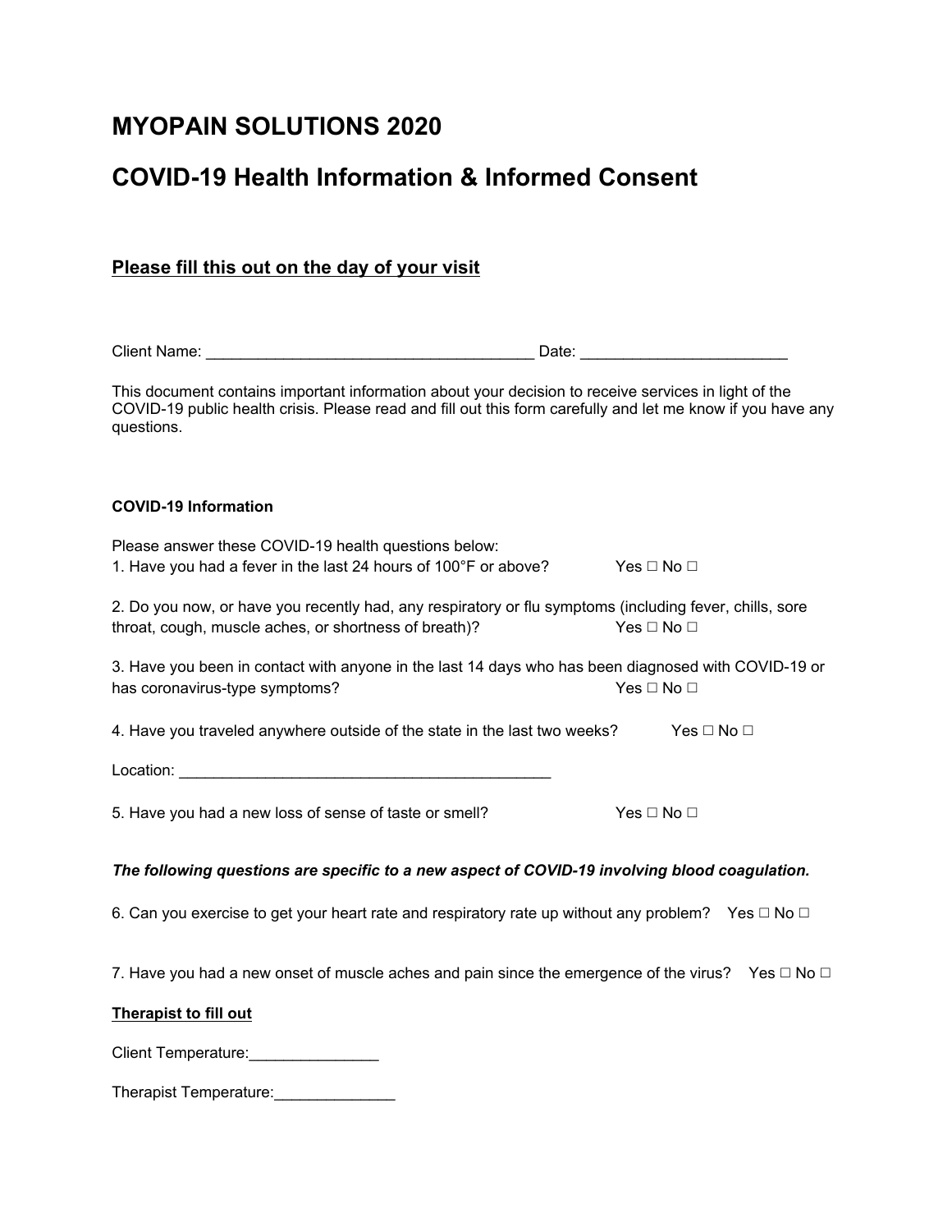# MYOPAIN SOLUTIONS 2020

# COVID-19 Health Information & Informed Consent

## Please fill this out on the day of your visit

Client Name: _____________________________________ Date: _______________________

This document contains important information about your decision to receive services in light of the COVID-19 public health crisis. Please read and fill out this form carefully and let me know if you have any questions.

**COVID-19 Information**

Please answer these COVID-19 health questions below:

1. Have you had a fever in the last 24 hours of 100°F or above? Yes ☐ No ☐

2. Do you now, or have you recently had, any respiratory or flu symptoms (including fever, chills, sore throat, cough, muscle aches, or shortness of breath)? Yes ☐ No ☐

3. Have you been in contact with anyone in the last 14 days who has been diagnosed with COVID-19 or has coronavirus-type symptoms? Yes ☐ No ☐

4. Have you traveled anywhere outside of the state in the last two weeks? Yes ☐ No ☐

Location: ___________________________________________

5. Have you had a new loss of sense of taste or smell? Yes ☐ No ☐

***The following questions are specific to a new aspect of COVID-19 involving blood coagulation.***

6. Can you exercise to get your heart rate and respiratory rate up without any problem? Yes ☐ No ☐

7. Have you had a new onset of muscle aches and pain since the emergence of the virus? Yes ☐ No ☐

**Therapist to fill out**

Client Temperature:_______________

Therapist Temperature:______________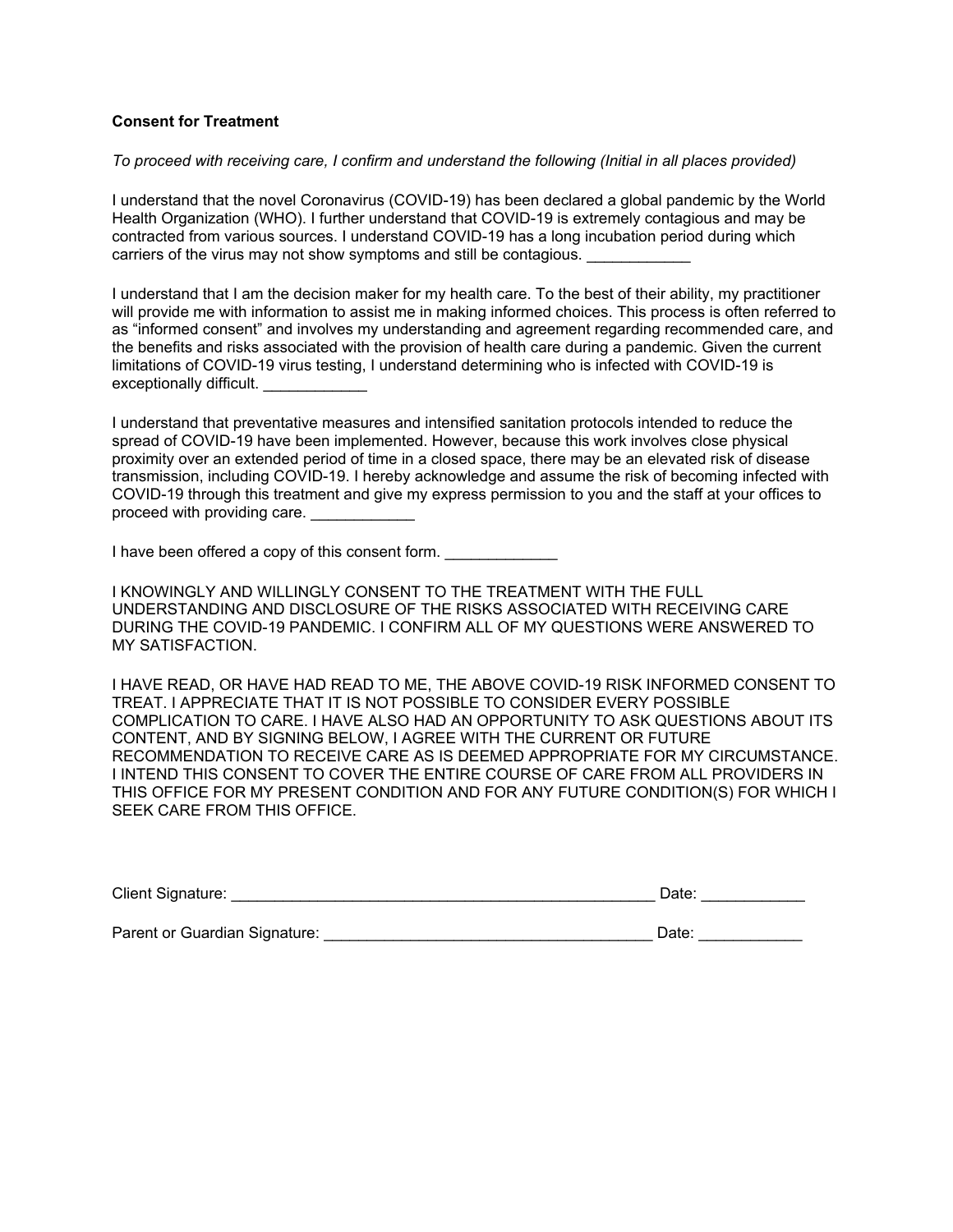**Consent for Treatment**

*To proceed with receiving care, I confirm and understand the following (Initial in all places provided)*

I understand that the novel Coronavirus (COVID-19) has been declared a global pandemic by the World Health Organization (WHO). I further understand that COVID-19 is extremely contagious and may be contracted from various sources. I understand COVID-19 has a long incubation period during which carriers of the virus may not show symptoms and still be contagious. ____________

I understand that I am the decision maker for my health care. To the best of their ability, my practitioner will provide me with information to assist me in making informed choices. This process is often referred to as "informed consent" and involves my understanding and agreement regarding recommended care, and the benefits and risks associated with the provision of health care during a pandemic. Given the current limitations of COVID-19 virus testing, I understand determining who is infected with COVID-19 is exceptionally difficult. ____________

I understand that preventative measures and intensified sanitation protocols intended to reduce the spread of COVID-19 have been implemented. However, because this work involves close physical proximity over an extended period of time in a closed space, there may be an elevated risk of disease transmission, including COVID-19. I hereby acknowledge and assume the risk of becoming infected with COVID-19 through this treatment and give my express permission to you and the staff at your offices to proceed with providing care. ____________

I have been offered a copy of this consent form. _____________

I KNOWINGLY AND WILLINGLY CONSENT TO THE TREATMENT WITH THE FULL UNDERSTANDING AND DISCLOSURE OF THE RISKS ASSOCIATED WITH RECEIVING CARE DURING THE COVID-19 PANDEMIC. I CONFIRM ALL OF MY QUESTIONS WERE ANSWERED TO MY SATISFACTION.

I HAVE READ, OR HAVE HAD READ TO ME, THE ABOVE COVID-19 RISK INFORMED CONSENT TO TREAT. I APPRECIATE THAT IT IS NOT POSSIBLE TO CONSIDER EVERY POSSIBLE COMPLICATION TO CARE. I HAVE ALSO HAD AN OPPORTUNITY TO ASK QUESTIONS ABOUT ITS CONTENT, AND BY SIGNING BELOW, I AGREE WITH THE CURRENT OR FUTURE RECOMMENDATION TO RECEIVE CARE AS IS DEEMED APPROPRIATE FOR MY CIRCUMSTANCE. I INTEND THIS CONSENT TO COVER THE ENTIRE COURSE OF CARE FROM ALL PROVIDERS IN THIS OFFICE FOR MY PRESENT CONDITION AND FOR ANY FUTURE CONDITION(S) FOR WHICH I SEEK CARE FROM THIS OFFICE.

Client Signature: ____________________________________________________ Date: ____________

Parent or Guardian Signature: ________________________________________ Date: ____________